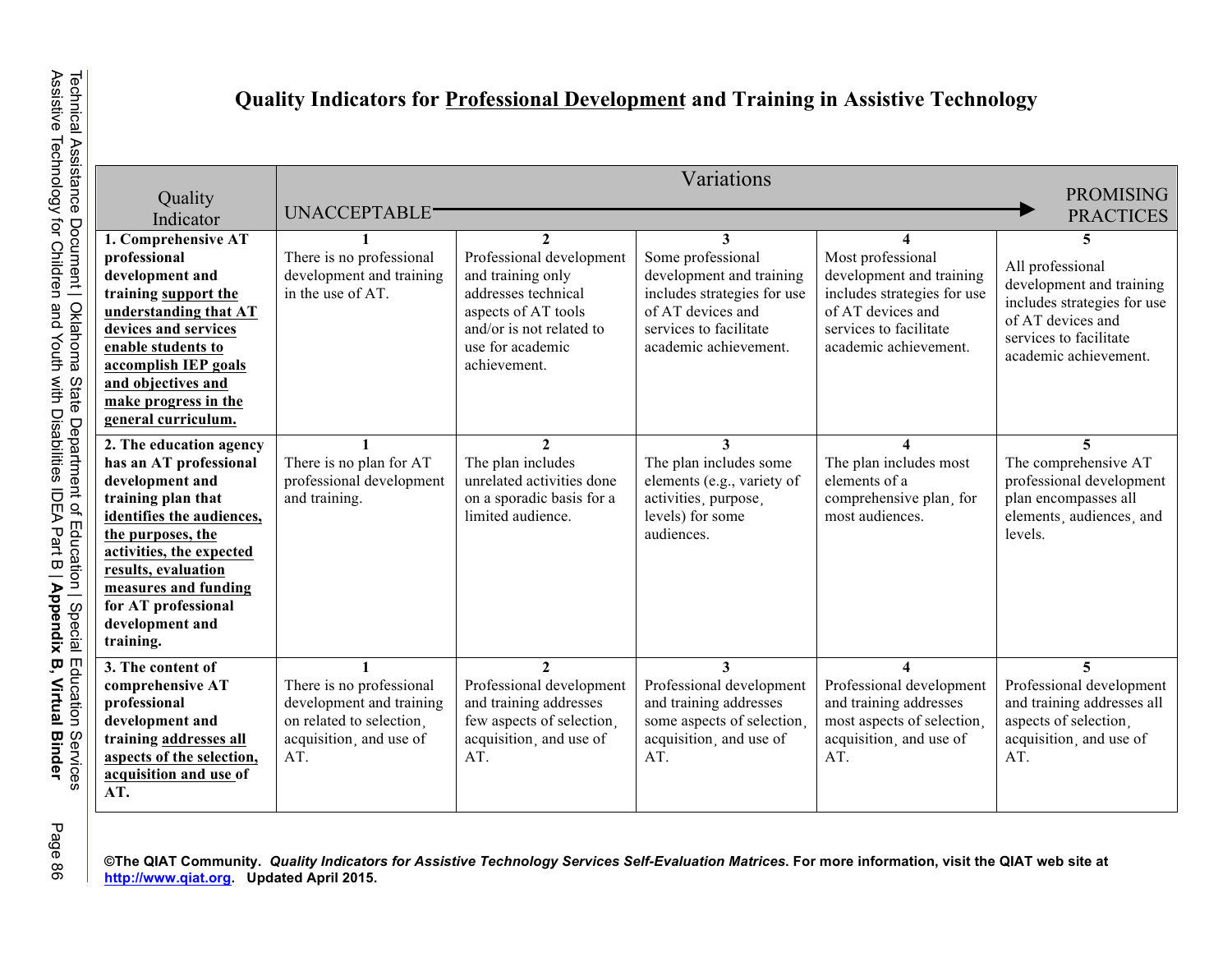# Quality Indicators for <u>Professional Development</u> and Training in Assistive Technology

| Quality Indicator | Variations: UNACCEPTABLE → | | | | PROMISING PRACTICES |
|---|---|---|---|---|---|
| **1. Comprehensive AT professional development and training <u>support the understanding that AT devices and services enable students to accomplish IEP goals and objectives and make progress in the general curriculum.</u>** | **1** There is no professional development and training in the use of AT. | **2** Professional development and training only addresses technical aspects of AT tools and/or is not related to use for academic achievement. | **3** Some professional development and training includes strategies for use of AT devices and services to facilitate academic achievement. | **4** Most professional development and training includes strategies for use of AT devices and services to facilitate academic achievement. | **5** All professional development and training includes strategies for use of AT devices and services to facilitate academic achievement. |
| **2. The education agency has an AT professional development and training plan that <u>identifies the audiences, the purposes, the activities, the expected results, evaluation measures and funding</u> for AT professional development and training.** | **1** There is no plan for AT professional development and training. | **2** The plan includes unrelated activities done on a sporadic basis for a limited audience. | **3** The plan includes some elements (e.g., variety of activities, purpose, levels) for some audiences. | **4** The plan includes most elements of a comprehensive plan, for most audiences. | **5** The comprehensive AT professional development plan encompasses all elements, audiences, and levels. |
| **3. The content of comprehensive AT professional development and training <u>addresses all aspects of the selection, acquisition and use</u> of AT.** | **1** There is no professional development and training on related to selection, acquisition, and use of AT. | **2** Professional development and training addresses few aspects of selection, acquisition, and use of AT. | **3** Professional development and training addresses some aspects of selection, acquisition, and use of AT. | **4** Professional development and training addresses most aspects of selection, acquisition, and use of AT. | **5** Professional development and training addresses all aspects of selection, acquisition, and use of AT. |

**©The QIAT Community.** ***Quality Indicators for Assistive Technology Services Self-Evaluation Matrices*. For more information, visit the QIAT web site at http://www.qiat.org. Updated April 2015.**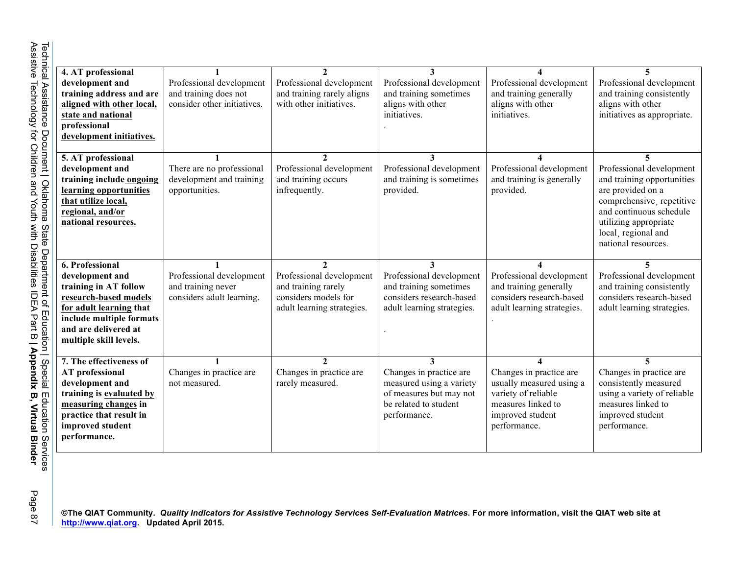| | | | | | |
|---|---|---|---|---|---|
| **4. AT professional development and training address and are <u>aligned with other local, state and national professional development initiatives.</u>** | **1** Professional development and training does not consider other initiatives. | **2** Professional development and training rarely aligns with other initiatives. | **3** Professional development and training sometimes aligns with other initiatives. . | **4** Professional development and training generally aligns with other initiatives. | **5** Professional development and training consistently aligns with other initiatives as appropriate. |
| **5. AT professional development and training include <u>ongoing learning opportunities that utilize local, regional, and/or national resources.</u>** | **1** There are no professional development and training opportunities. | **2** Professional development and training occurs infrequently. | **3** Professional development and training is sometimes provided. | **4** Professional development and training is generally provided. | **5** Professional development and training opportunities are provided on a comprehensive, repetitive and continuous schedule utilizing appropriate local, regional and national resources. |
| **6. Professional development and training in AT follow <u>research-based models for adult learning</u> that include multiple formats and are delivered at multiple skill levels.** | **1** Professional development and training never considers adult learning. | **2** Professional development and training rarely considers models for adult learning strategies. | **3** Professional development and training sometimes considers research-based adult learning strategies. . | **4** Professional development and training generally considers research-based adult learning strategies. . | **5** Professional development and training consistently considers research-based adult learning strategies. |
| **7. The effectiveness of AT professional development and training is <u>evaluated by measuring changes</u> in practice that result in improved student performance.** | **1** Changes in practice are not measured. | **2** Changes in practice are rarely measured. | **3** Changes in practice are measured using a variety of measures but may not be related to student performance. | **4** Changes in practice are usually measured using a variety of reliable measures linked to improved student performance. | **5** Changes in practice are consistently measured using a variety of reliable measures linked to improved student performance. |

**©The QIAT Community. *Quality Indicators for Assistive Technology Services Self-Evaluation Matrices*. For more information, visit the QIAT web site at http://www.qiat.org. Updated April 2015.**